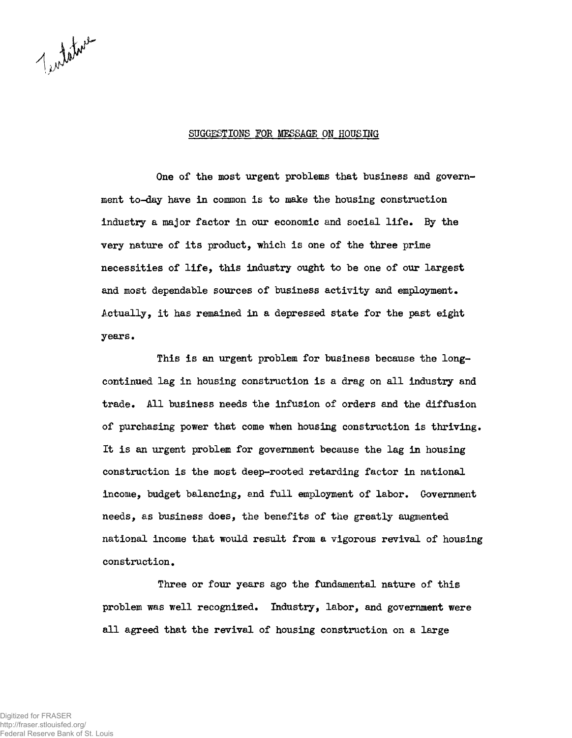Tentative

## SUGGESTIONS FOR MESSAGE ON HOUSING

One of the most urgent problems that business and government to-day have in common is to make the housing construction industry a major factor in our economic and social life. By the very nature of its product, which is one of the three prime necessities of life, this industry ought to be one of our largest and most dependable sources of business activity and employment. Actually, it has remained in a depressed state for the past eight years.

This is an urgent problem for business because the long-continued lag in housing construction is a drag on all industry and trade. All business needs the infusion of orders and the diffusion of purchasing power that come when housing construction is thriving. It is an urgent problem for government because the lag in housing construction is the most deep-rooted retarding factor in national income, budget balancing, and full employment of labor. Government needs, as business does, the benefits of the greatly augmented national income that would result from a vigorous revival of housing construction.

Three or four years ago the fundamental nature of this problem was well recognized. Industry, labor, and government were all agreed that the revival of housing construction on a large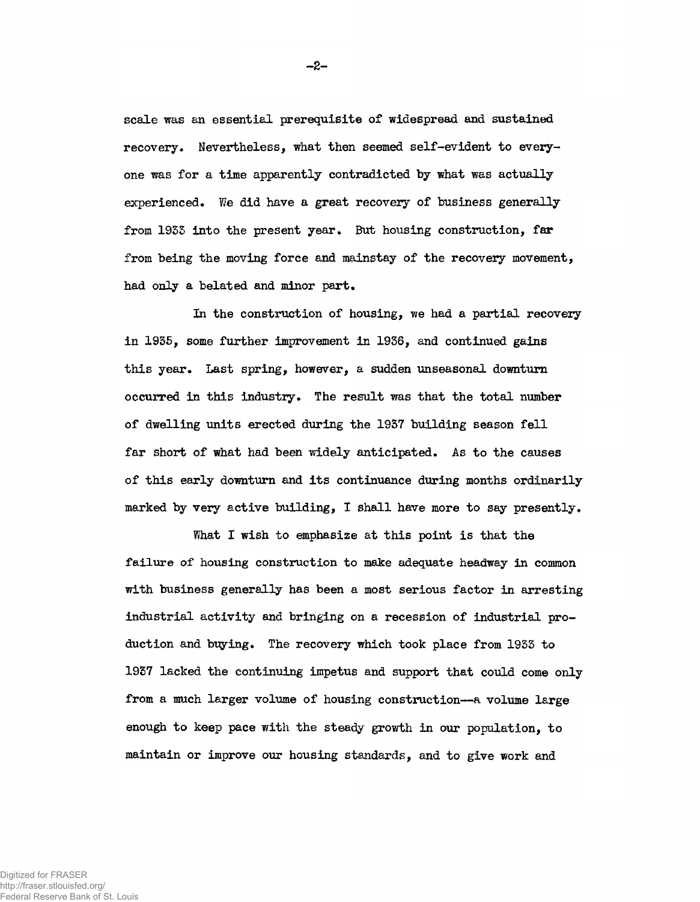scale was an essential prerequisite of widespread and sustained recovery. Nevertheless, what then seemed self-evident to everyone was for a time apparently contradicted by what was actually experienced. We did have a great recovery of business generally from 1933 into the present year. But housing construction, far from being the moving force and mainstay of the recovery movement, had only a belated and minor part.

In the construction of housing, we had a partial recovery in 1935, some further improvement in 1936, and continued gains this year. Last spring, however, a sudden unseasonal downturn occurred in this industry. The result was that the total number of dwelling units erected during the 1937 building season fell far short of what had been widely anticipated. As to the causes of this early downturn and its continuance during months ordinarily marked by very active building, I shall have more to say presently.

What I wish to emphasize at this point is that the failure of housing construction to make adequate headway in common with business generally has been a most serious factor in arresting industrial activity and bringing on a recession of industrial production and buying. The recovery which took place from 1933 to 1937 lacked the continuing impetus and support that could come only from a much larger volume of housing construction—a volume large enough to keep pace with the steady growth in our population, to maintain or improve our housing standards, and to give work and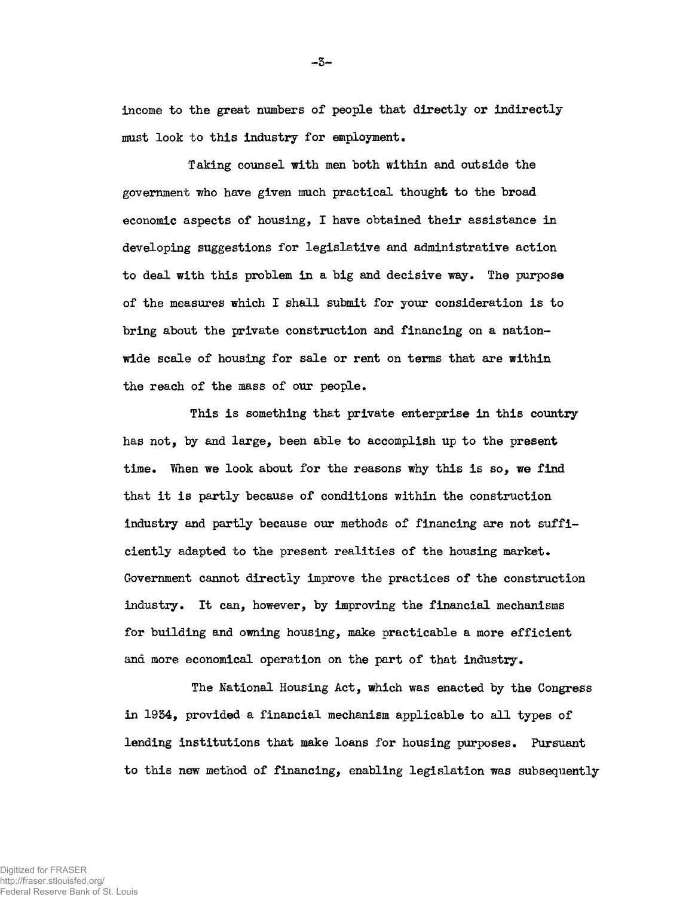income to the great numbers of people that directly or indirectly must look to this industry for employment.

Taking counsel with men both within and outside the government who have given much practical thought to the broad economic aspects of housing, I have obtained their assistance in developing suggestions for legislative and administrative action to deal with this problem in a big and decisive way. The purpose of the measures which I shall submit for your consideration is to bring about the private construction and financing on a nation-wide scale of housing for sale or rent on terms that are within the reach of the mass of our people.

This is something that private enterprise in this country has not, by and large, been able to accomplish up to the present time. When we look about for the reasons why this is so, we find that it is partly because of conditions within the construction industry and partly because our methods of financing are not sufficiently adapted to the present realities of the housing market. Government cannot directly improve the practices of the construction industry. It can, however, by improving the financial mechanisms for building and owning housing, make practicable a more efficient and more economical operation on the part of that industry.

The National Housing Act, which was enacted by the Congress in 1934, provided a financial mechanism applicable to all types of lending institutions that make loans for housing purposes. Pursuant to this new method of financing, enabling legislation was subsequently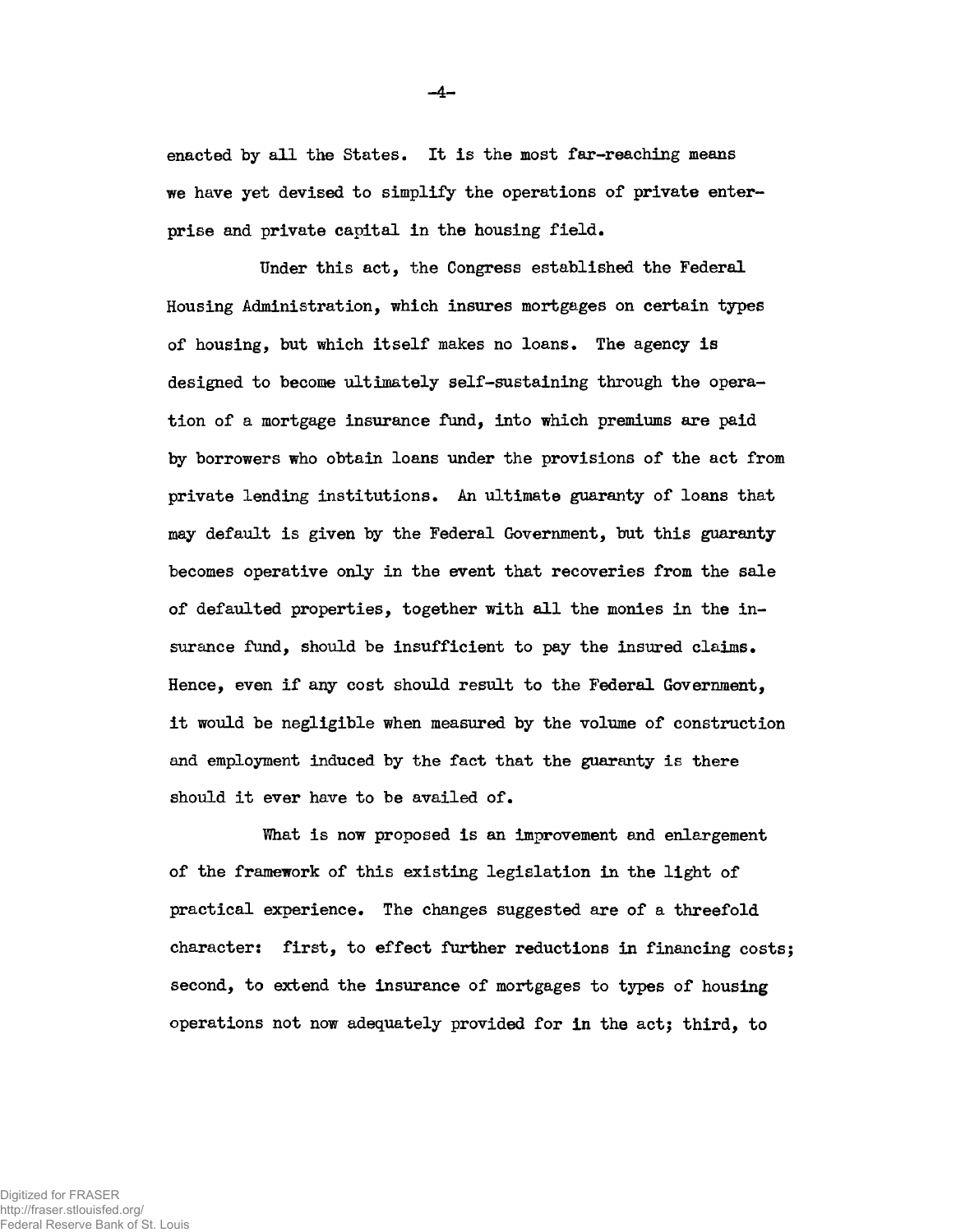enacted by all the States. It is the most far-reaching means we have yet devised to simplify the operations of private enterprise and private capital in the housing field.

Under this act, the Congress established the Federal Housing Administration, which insures mortgages on certain types of housing, but which itself makes no loans. The agency is designed to become ultimately self-sustaining through the operation of a mortgage insurance fund, into which premiums are paid by borrowers who obtain loans under the provisions of the act from private lending institutions. An ultimate guaranty of loans that may default is given by the Federal Government, but this guaranty becomes operative only in the event that recoveries from the sale of defaulted properties, together with all the monies in the insurance fund, should be insufficient to pay the insured claims. Hence, even if any cost should result to the Federal Government, it would be negligible when measured by the volume of construction and employment induced by the fact that the guaranty is there should it ever have to be availed of.

What is now proposed is an improvement and enlargement of the framework of this existing legislation in the light of practical experience. The changes suggested are of a threefold character: first, to effect further reductions in financing costs; second, to extend the insurance of mortgages to types of housing operations not now adequately provided for in the act; third, to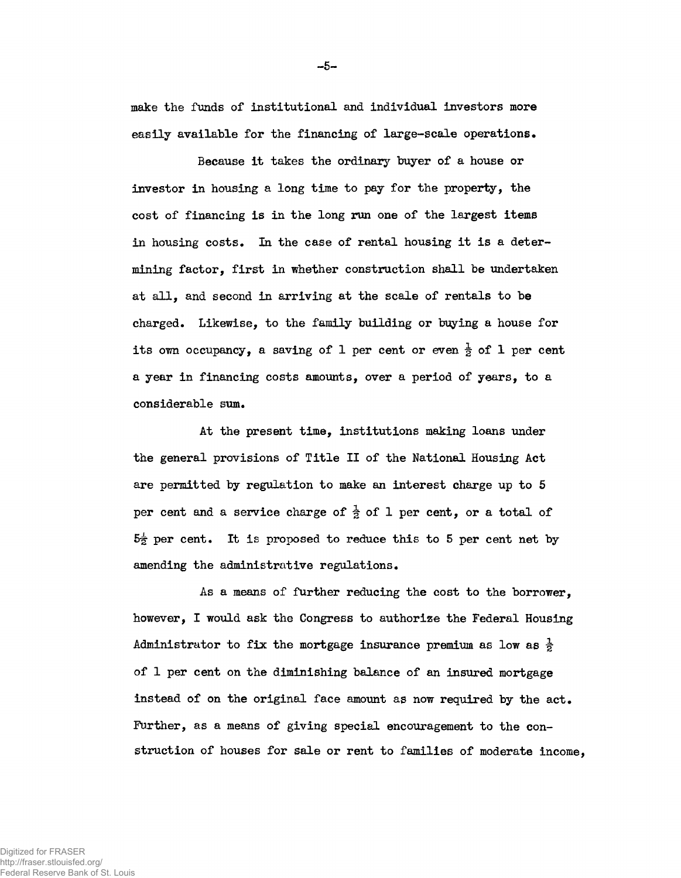make the funds of institutional and individual investors more easily available for the financing of large-scale operations.

Because it takes the ordinary buyer of a house or investor in housing a long time to pay for the property, the cost of financing is in the long run one of the largest items in housing costs. In the case of rental housing it is a determining factor, first in whether construction shall be undertaken at all, and second in arriving at the scale of rentals to be charged. Likewise, to the family building or buying a house for its own occupancy, a saving of 1 per cent or even $\frac{1}{2}$ of 1 per cent a year in financing costs amounts, over a period of years, to a considerable sum.

At the present time, institutions making loans under the general provisions of Title II of the National Housing Act are permitted by regulation to make an interest charge up to 5 per cent and a service charge of $\frac{1}{2}$ of 1 per cent, or a total of $5\frac{1}{2}$ per cent. It is proposed to reduce this to 5 per cent net by amending the administrative regulations.

As a means of further reducing the cost to the borrower, however, I would ask the Congress to authorize the Federal Housing Administrator to fix the mortgage insurance premium as low as $\frac{1}{2}$ of 1 per cent on the diminishing balance of an insured mortgage instead of on the original face amount as now required by the act. Further, as a means of giving special encouragement to the construction of houses for sale or rent to families of moderate income,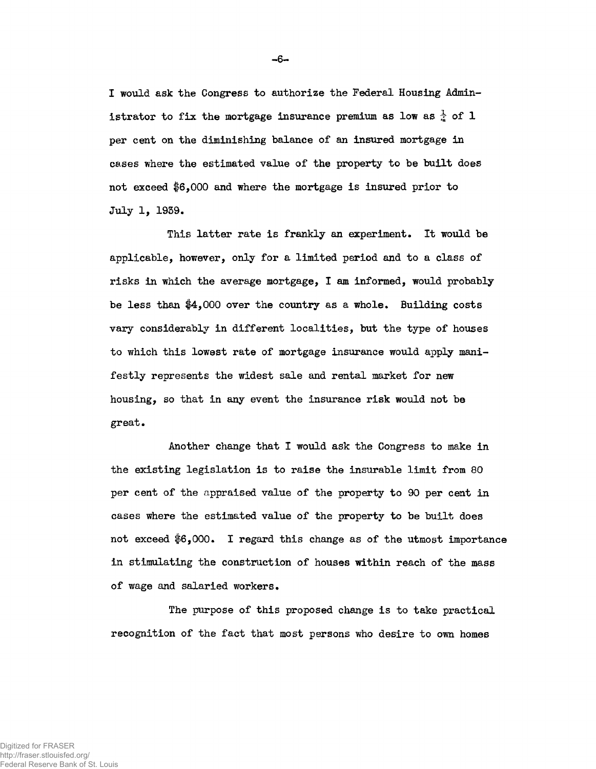I would ask the Congress to authorize the Federal Housing Administrator to fix the mortgage insurance premium as low as $\frac{1}{4}$ of 1 per cent on the diminishing balance of an insured mortgage in cases where the estimated value of the property to be built does not exceed $6,000 and where the mortgage is insured prior to July 1, 1939.

This latter rate is frankly an experiment. It would be applicable, however, only for a limited period and to a class of risks in which the average mortgage, I am informed, would probably be less than $4,000 over the country as a whole. Building costs vary considerably in different localities, but the type of houses to which this lowest rate of mortgage insurance would apply manifestly represents the widest sale and rental market for new housing, so that in any event the insurance risk would not be great.

Another change that I would ask the Congress to make in the existing legislation is to raise the insurable limit from 80 per cent of the appraised value of the property to 90 per cent in cases where the estimated value of the property to be built does not exceed $6,000. I regard this change as of the utmost importance in stimulating the construction of houses within reach of the mass of wage and salaried workers.

The purpose of this proposed change is to take practical recognition of the fact that most persons who desire to own homes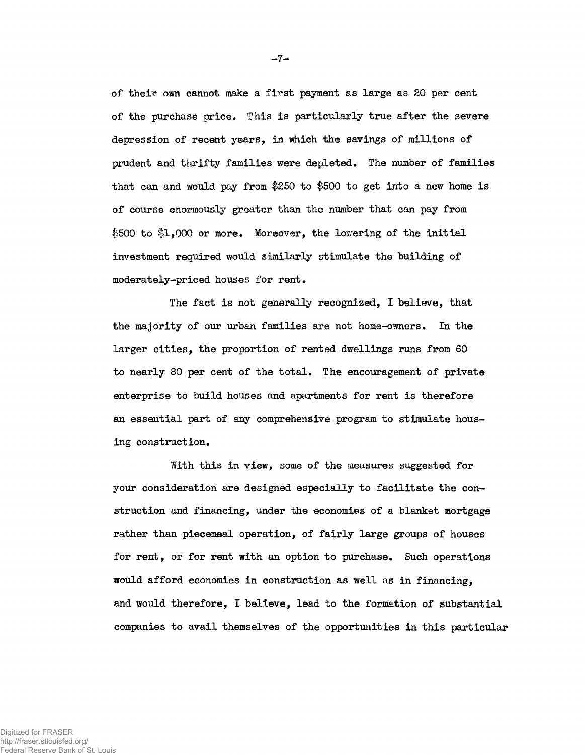of their own cannot make a first payment as large as 20 per cent of the purchase price. This is particularly true after the severe depression of recent years, in which the savings of millions of prudent and thrifty families were depleted. The number of families that can and would pay from $250 to $500 to get into a new home is of course enormously greater than the number that can pay from $500 to $1,000 or more. Moreover, the lowering of the initial investment required would similarly stimulate the building of moderately-priced houses for rent.

The fact is not generally recognized, I believe, that the majority of our urban families are not home-owners. In the larger cities, the proportion of rented dwellings runs from 60 to nearly 80 per cent of the total. The encouragement of private enterprise to build houses and apartments for rent is therefore an essential part of any comprehensive program to stimulate housing construction.

With this in view, some of the measures suggested for your consideration are designed especially to facilitate the construction and financing, under the economies of a blanket mortgage rather than piecemeal operation, of fairly large groups of houses for rent, or for rent with an option to purchase. Such operations would afford economies in construction as well as in financing, and would therefore, I believe, lead to the formation of substantial companies to avail themselves of the opportunities in this particular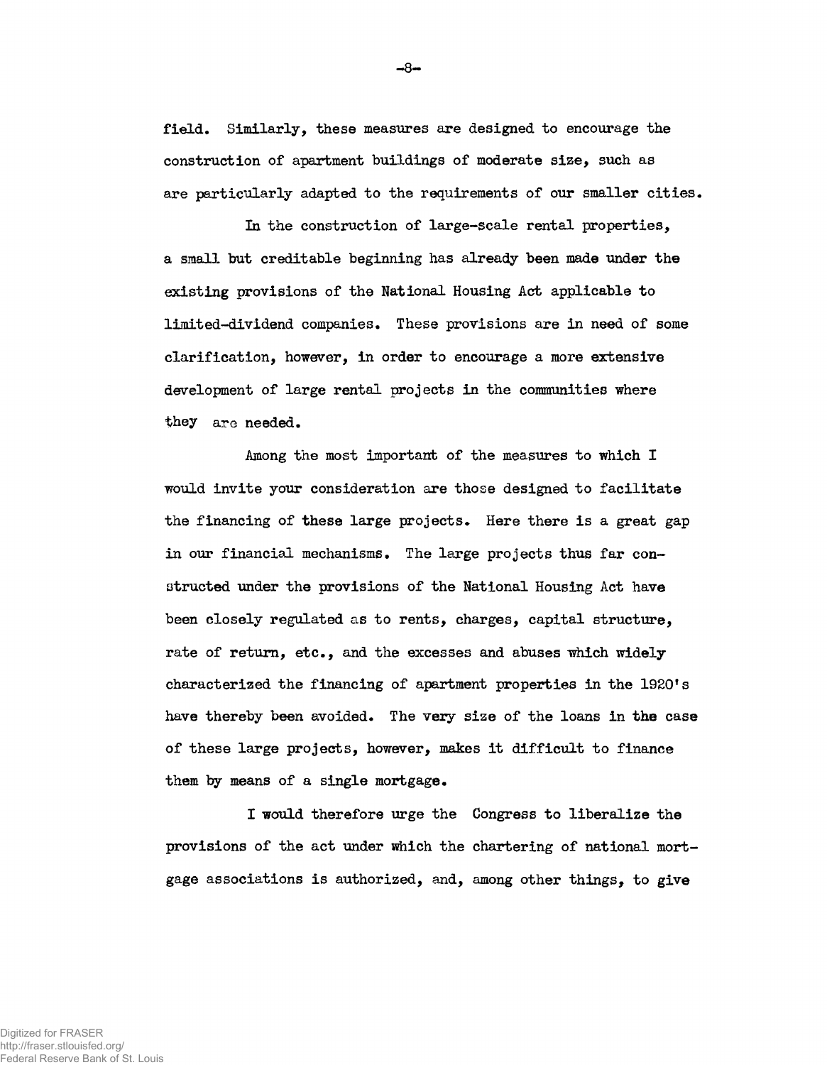field. Similarly, these measures are designed to encourage the construction of apartment buildings of moderate size, such as are particularly adapted to the requirements of our smaller cities.

In the construction of large-scale rental properties, a small but creditable beginning has already been made under the existing provisions of the National Housing Act applicable to limited-dividend companies. These provisions are in need of some clarification, however, in order to encourage a more extensive development of large rental projects in the communities where they are needed.

Among the most important of the measures to which I would invite your consideration are those designed to facilitate the financing of these large projects. Here there is a great gap in our financial mechanisms. The large projects thus far constructed under the provisions of the National Housing Act have been closely regulated as to rents, charges, capital structure, rate of return, etc., and the excesses and abuses which widely characterized the financing of apartment properties in the 1920's have thereby been avoided. The very size of the loans in the case of these large projects, however, makes it difficult to finance them by means of a single mortgage.

I would therefore urge the Congress to liberalize the provisions of the act under which the chartering of national mortgage associations is authorized, and, among other things, to give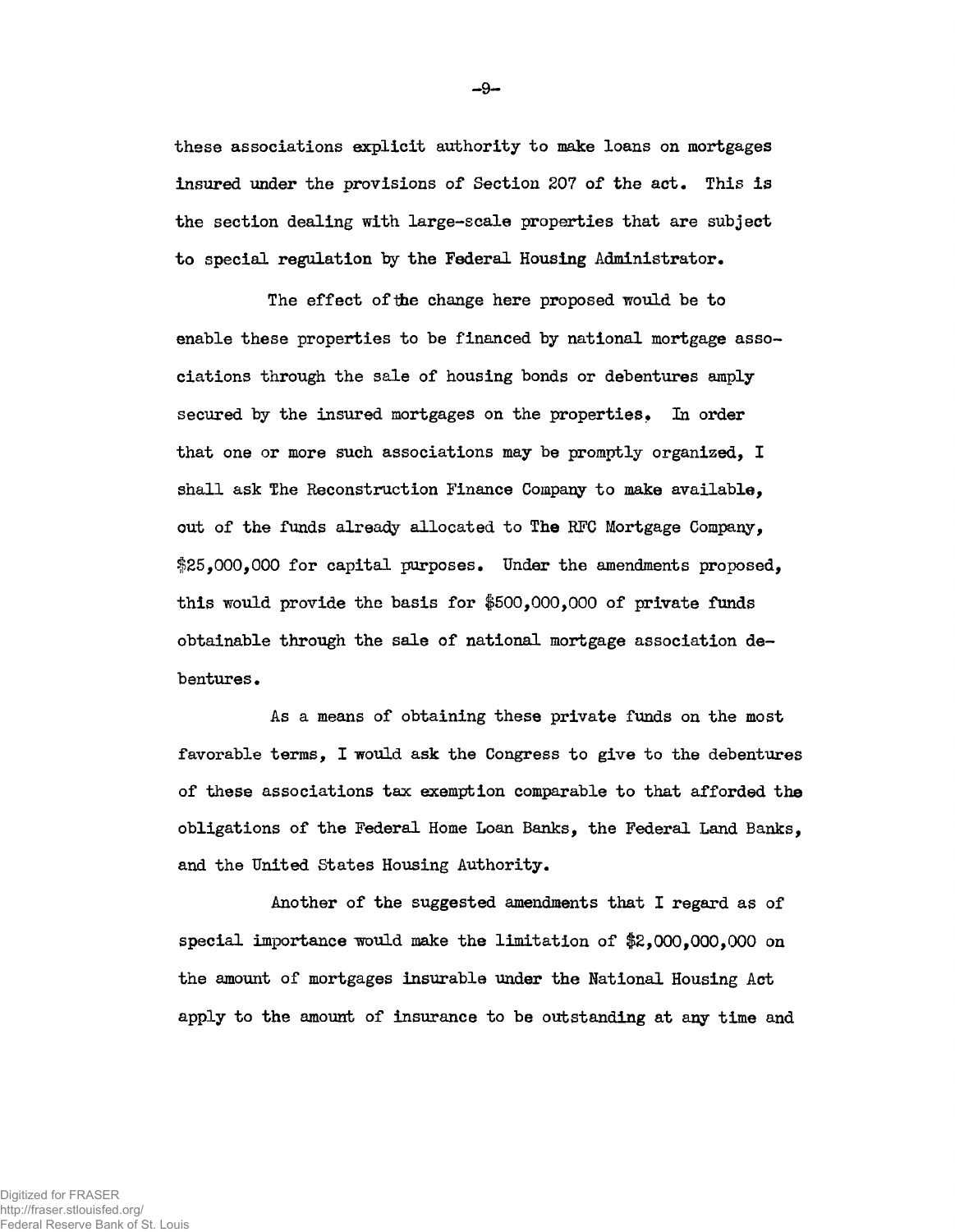these associations explicit authority to make loans on mortgages insured under the provisions of Section 207 of the act. This is the section dealing with large-scale properties that are subject to special regulation by the Federal Housing Administrator.

The effect of the change here proposed would be to enable these properties to be financed by national mortgage associations through the sale of housing bonds or debentures amply secured by the insured mortgages on the properties. In order that one or more such associations may be promptly organized, I shall ask The Reconstruction Finance Company to make available, out of the funds already allocated to The RFC Mortgage Company, $25,000,000 for capital purposes. Under the amendments proposed, this would provide the basis for $500,000,000 of private funds obtainable through the sale of national mortgage association debentures.

As a means of obtaining these private funds on the most favorable terms, I would ask the Congress to give to the debentures of these associations tax exemption comparable to that afforded the obligations of the Federal Home Loan Banks, the Federal Land Banks, and the United States Housing Authority.

Another of the suggested amendments that I regard as of special importance would make the limitation of $2,000,000,000 on the amount of mortgages insurable under the National Housing Act apply to the amount of insurance to be outstanding at any time and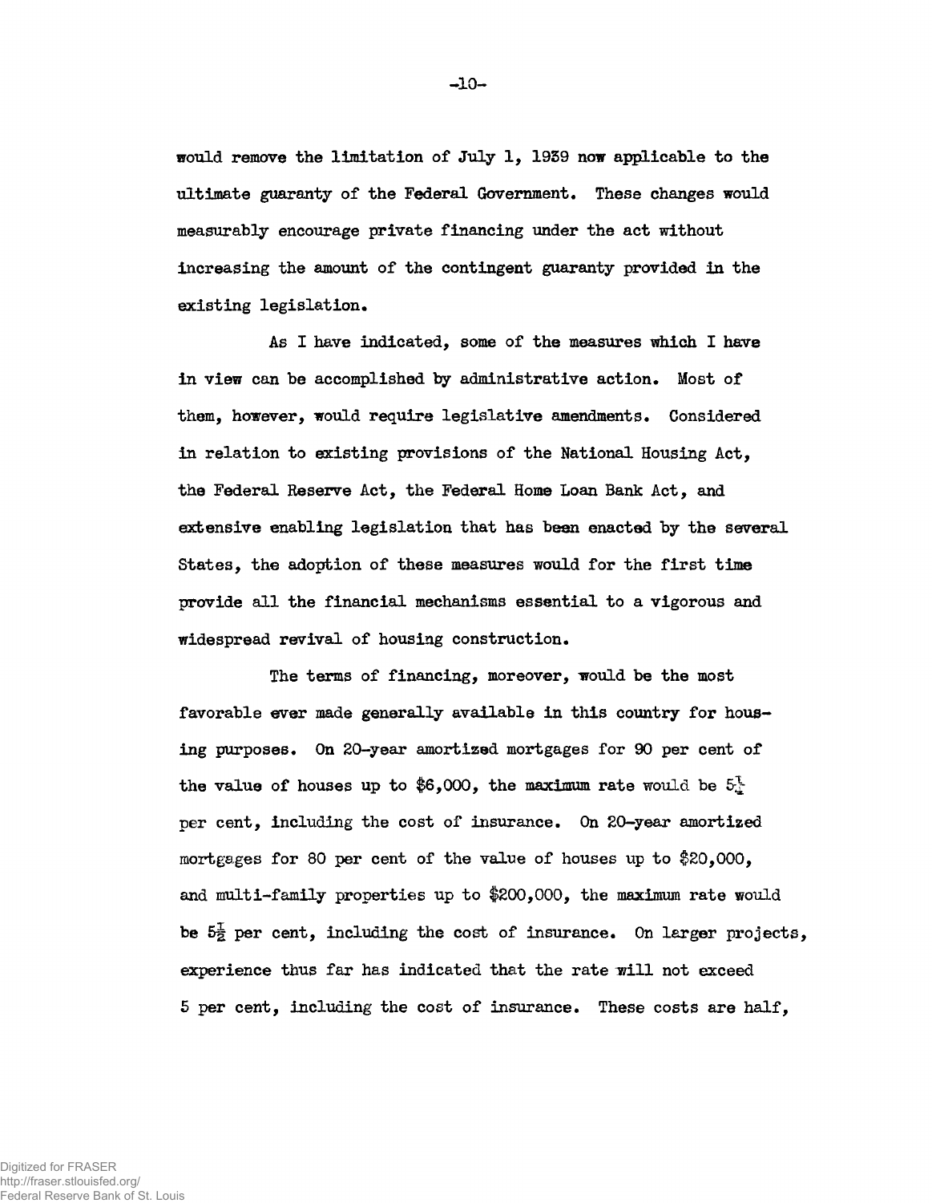would remove the limitation of July 1, 1939 now applicable to the ultimate guaranty of the Federal Government. These changes would measurably encourage private financing under the act without increasing the amount of the contingent guaranty provided in the existing legislation.

As I have indicated, some of the measures which I have in view can be accomplished by administrative action. Most of them, however, would require legislative amendments. Considered in relation to existing provisions of the National Housing Act, the Federal Reserve Act, the Federal Home Loan Bank Act, and extensive enabling legislation that has been enacted by the several States, the adoption of these measures would for the first time provide all the financial mechanisms essential to a vigorous and widespread revival of housing construction.

The terms of financing, moreover, would be the most favorable ever made generally available in this country for housing purposes. On 20-year amortized mortgages for 90 per cent of the value of houses up to $6,000, the maximum rate would be $5\frac{1}{4}$ per cent, including the cost of insurance. On 20-year amortized mortgages for 80 per cent of the value of houses up to $20,000, and multi-family properties up to $200,000, the maximum rate would be $5\frac{1}{2}$ per cent, including the cost of insurance. On larger projects, experience thus far has indicated that the rate will not exceed 5 per cent, including the cost of insurance. These costs are half,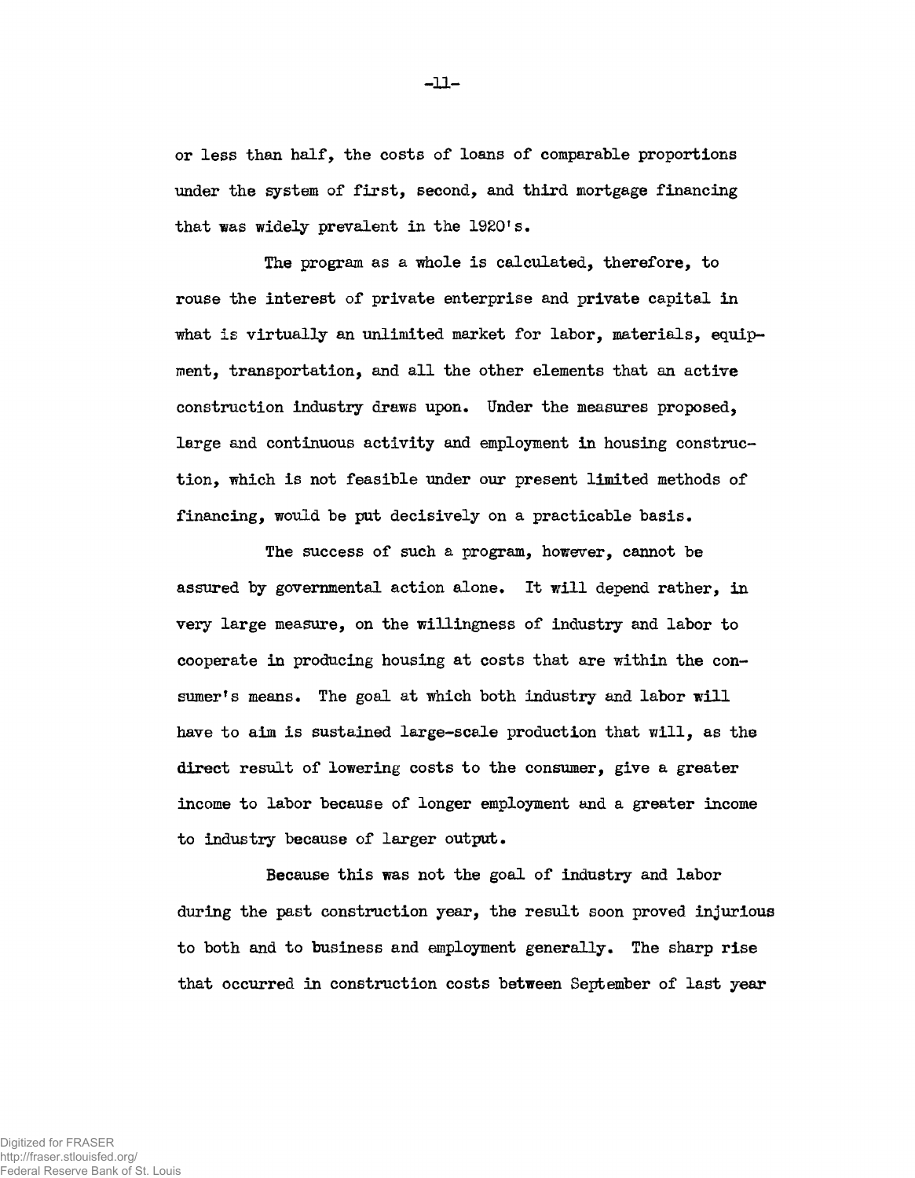or less than half, the costs of loans of comparable proportions under the system of first, second, and third mortgage financing that was widely prevalent in the 1920's.

The program as a whole is calculated, therefore, to rouse the interest of private enterprise and private capital in what is virtually an unlimited market for labor, materials, equipment, transportation, and all the other elements that an active construction industry draws upon. Under the measures proposed, large and continuous activity and employment in housing construction, which is not feasible under our present limited methods of financing, would be put decisively on a practicable basis.

The success of such a program, however, cannot be assured by governmental action alone. It will depend rather, in very large measure, on the willingness of industry and labor to cooperate in producing housing at costs that are within the consumer's means. The goal at which both industry and labor will have to aim is sustained large-scale production that will, as the direct result of lowering costs to the consumer, give a greater income to labor because of longer employment and a greater income to industry because of larger output.

Because this was not the goal of industry and labor during the past construction year, the result soon proved injurious to both and to business and employment generally. The sharp rise that occurred in construction costs between September of last year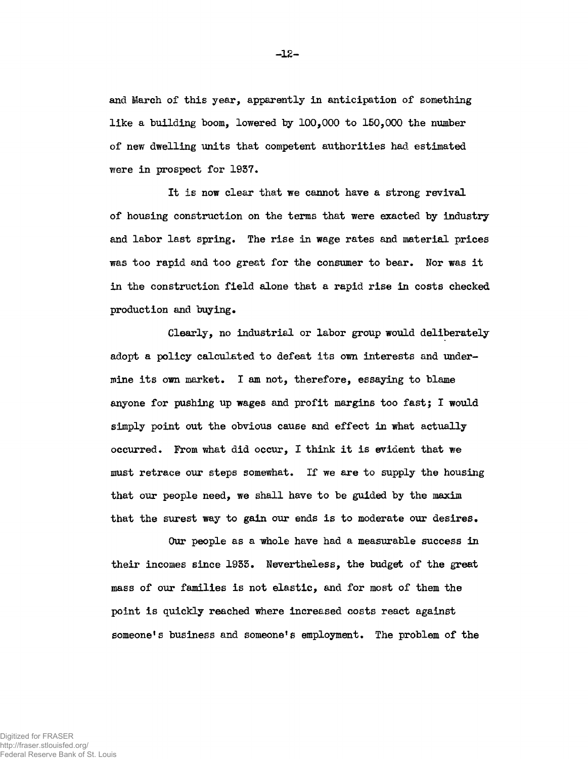and March of this year, apparently in anticipation of something like a building boom, lowered by 100,000 to 150,000 the number of new dwelling units that competent authorities had estimated were in prospect for 1937.

It is now clear that we cannot have a strong revival of housing construction on the terms that were exacted by industry and labor last spring. The rise in wage rates and material prices was too rapid and too great for the consumer to bear. Nor was it in the construction field alone that a rapid rise in costs checked production and buying.

Clearly, no industrial or labor group would deliberately adopt a policy calculated to defeat its own interests and undermine its own market. I am not, therefore, essaying to blame anyone for pushing up wages and profit margins too fast; I would simply point out the obvious cause and effect in what actually occurred. From what did occur, I think it is evident that we must retrace our steps somewhat. If we are to supply the housing that our people need, we shall have to be guided by the maxim that the surest way to gain our ends is to moderate our desires.

Our people as a whole have had a measurable success in their incomes since 1933. Nevertheless, the budget of the great mass of our families is not elastic, and for most of them the point is quickly reached where increased costs react against someone's business and someone's employment. The problem of the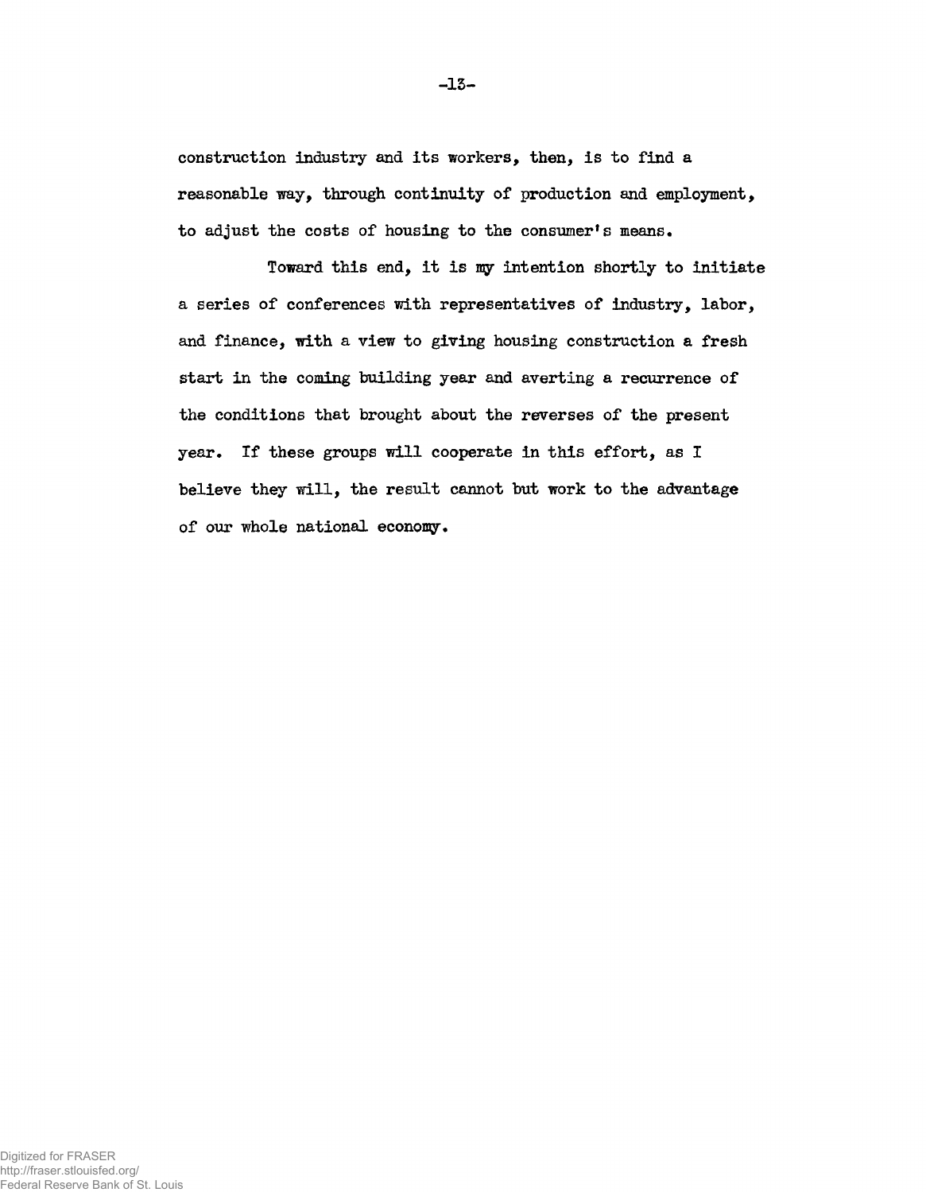construction industry and its workers, then, is to find a reasonable way, through continuity of production and employment, to adjust the costs of housing to the consumer's means.

Toward this end, it is my intention shortly to initiate a series of conferences with representatives of industry, labor, and finance, with a view to giving housing construction a fresh start in the coming building year and averting a recurrence of the conditions that brought about the reverses of the present year. If these groups will cooperate in this effort, as I believe they will, the result cannot but work to the advantage of our whole national economy.